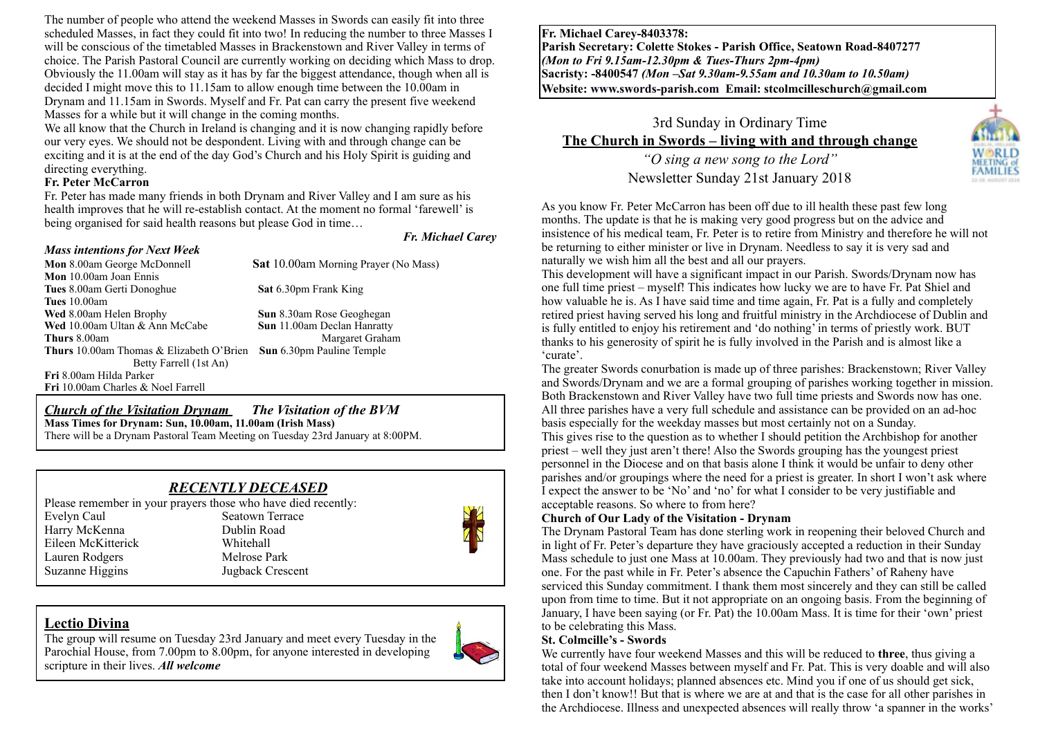The number of people who attend the weekend Masses in Swords can easily fit into three scheduled Masses, in fact they could fit into two! In reducing the number to three Masses I will be conscious of the timetabled Masses in Brackenstown and River Valley in terms of choice. The Parish Pastoral Council are currently working on deciding which Mass to drop. Obviously the 11.00am will stay as it has by far the biggest attendance, though when all is decided I might move this to 11.15am to allow enough time between the 10.00am in Drynam and 11.15am in Swords. Myself and Fr. Pat can carry the present five weekend Masses for a while but it will change in the coming months.

We all know that the Church in Ireland is changing and it is now changing rapidly before our very eyes. We should not be despondent. Living with and through change can be exciting and it is at the end of the day God's Church and his Holy Spirit is guiding and directing everything.

**Fr. Peter McCarron**

Fr. Peter has made many friends in both Drynam and River Valley and I am sure as his health improves that he will re-establish contact. At the moment no formal 'farewell' is being organised for said health reasons but please God in time…

***Fr. Michael Carey***

### *Mass intentions for Next Week*

**Mon** 8.00am George McDonnell
**Mon** 10.00am Joan Ennis
**Tues** 8.00am Gerti Donoghue
**Tues** 10.00am
**Wed** 8.00am Helen Brophy
**Wed** 10.00am Ultan & Ann McCabe
**Thurs** 8.00am
**Thurs** 10.00am Thomas & Elizabeth O'Brien
Betty Farrell (1st An)
**Fri** 8.00am Hilda Parker
**Fri** 10.00am Charles & Noel Farrell

**Sat** 10.00am Morning Prayer (No Mass)
**Sat** 6.30pm Frank King
**Sun** 8.30am Rose Geoghegan
**Sun** 11.00am Declan Hanratty
Margaret Graham
**Sun** 6.30pm Pauline Temple

### *Church of the Visitation Drynam* *The Visitation of the BVM*

**Mass Times for Drynam: Sun, 10.00am, 11.00am (Irish Mass)**

There will be a Drynam Pastoral Team Meeting on Tuesday 23rd January at 8:00PM.

## *RECENTLY DECEASED*

Please remember in your prayers those who have died recently:

| | |
|---|---|
| Evelyn Caul | Seatown Terrace |
| Harry McKenna | Dublin Road |
| Eileen McKitterick | Whitehall |
| Lauren Rodgers | Melrose Park |
| Suzanne Higgins | Jugback Crescent |

## Lectio Divina

The group will resume on Tuesday 23rd January and meet every Tuesday in the Parochial House, from 7.00pm to 8.00pm, for anyone interested in developing scripture in their lives. ***All welcome***

**Fr. Michael Carey-8403378:**
**Parish Secretary: Colette Stokes - Parish Office, Seatown Road-8407277**
***(Mon to Fri 9.15am-12.30pm & Tues-Thurs 2pm-4pm)***
**Sacristy: -8400547** ***(Mon –Sat 9.30am-9.55am and 10.30am to 10.50am)***
**Website: www.swords-parish.com Email: stcolmcilleschurch@gmail.com**

3rd Sunday in Ordinary Time

# The Church in Swords – living with and through change

*"O sing a new song to the Lord"*

Newsletter Sunday 21st January 2018

As you know Fr. Peter McCarron has been off due to ill health these past few long months. The update is that he is making very good progress but on the advice and insistence of his medical team, Fr. Peter is to retire from Ministry and therefore he will not be returning to either minister or live in Drynam. Needless to say it is very sad and naturally we wish him all the best and all our prayers.

This development will have a significant impact in our Parish. Swords/Drynam now has one full time priest – myself! This indicates how lucky we are to have Fr. Pat Shiel and how valuable he is. As I have said time and time again, Fr. Pat is a fully and completely retired priest having served his long and fruitful ministry in the Archdiocese of Dublin and is fully entitled to enjoy his retirement and 'do nothing' in terms of priestly work. BUT thanks to his generosity of spirit he is fully involved in the Parish and is almost like a 'curate'.

The greater Swords conurbation is made up of three parishes: Brackenstown; River Valley and Swords/Drynam and we are a formal grouping of parishes working together in mission. Both Brackenstown and River Valley have two full time priests and Swords now has one. All three parishes have a very full schedule and assistance can be provided on an ad-hoc basis especially for the weekday masses but most certainly not on a Sunday.

This gives rise to the question as to whether I should petition the Archbishop for another priest – well they just aren't there! Also the Swords grouping has the youngest priest personnel in the Diocese and on that basis alone I think it would be unfair to deny other parishes and/or groupings where the need for a priest is greater. In short I won't ask where I expect the answer to be 'No' and 'no' for what I consider to be very justifiable and acceptable reasons. So where to from here?

**Church of Our Lady of the Visitation - Drynam**

The Drynam Pastoral Team has done sterling work in reopening their beloved Church and in light of Fr. Peter's departure they have graciously accepted a reduction in their Sunday Mass schedule to just one Mass at 10.00am. They previously had two and that is now just one. For the past while in Fr. Peter's absence the Capuchin Fathers' of Raheny have serviced this Sunday commitment. I thank them most sincerely and they can still be called upon from time to time. But it not appropriate on an ongoing basis. From the beginning of January, I have been saying (or Fr. Pat) the 10.00am Mass. It is time for their 'own' priest to be celebrating this Mass.

**St. Colmcille's - Swords**

We currently have four weekend Masses and this will be reduced to **three**, thus giving a total of four weekend Masses between myself and Fr. Pat. This is very doable and will also take into account holidays; planned absences etc. Mind you if one of us should get sick, then I don't know!! But that is where we are at and that is the case for all other parishes in the Archdiocese. Illness and unexpected absences will really throw 'a spanner in the works'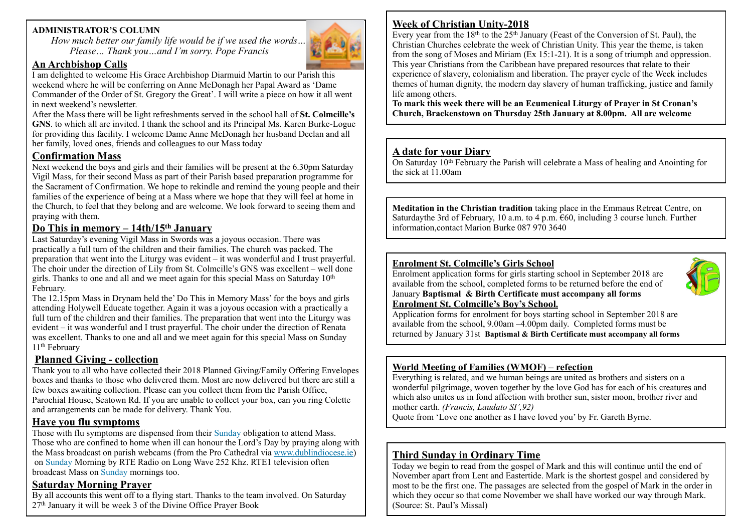**ADMINISTRATOR'S COLUMN**

*How much better our family life would be if we used the words… Please… Thank you…and I'm sorry. Pope Francis*

## An Archbishop Calls

I am delighted to welcome His Grace Archbishop Diarmuid Martin to our Parish this weekend where he will be conferring on Anne McDonagh her Papal Award as 'Dame Commander of the Order of St. Gregory the Great'. I will write a piece on how it all went in next weekend's newsletter.

After the Mass there will be light refreshments served in the school hall of **St. Colmcille's GNS**. to which all are invited. I thank the school and its Principal Ms. Karen Burke-Logue for providing this facility. I welcome Dame Anne McDonagh her husband Declan and all her family, loved ones, friends and colleagues to our Mass today

## Confirmation Mass

Next weekend the boys and girls and their families will be present at the 6.30pm Saturday Vigil Mass, for their second Mass as part of their Parish based preparation programme for the Sacrament of Confirmation. We hope to rekindle and remind the young people and their families of the experience of being at a Mass where we hope that they will feel at home in the Church, to feel that they belong and are welcome. We look forward to seeing them and praying with them.

## Do This in memory – 14th/15th January

Last Saturday's evening Vigil Mass in Swords was a joyous occasion. There was practically a full turn of the children and their families. The church was packed. The preparation that went into the Liturgy was evident – it was wonderful and I trust prayerful. The choir under the direction of Lily from St. Colmcille's GNS was excellent – well done girls. Thanks to one and all and we meet again for this special Mass on Saturday 10th February.

The 12.15pm Mass in Drynam held the' Do This in Memory Mass' for the boys and girls attending Holywell Educate together. Again it was a joyous occasion with a practically a full turn of the children and their families. The preparation that went into the Liturgy was evident – it was wonderful and I trust prayerful. The choir under the direction of Renata was excellent. Thanks to one and all and we meet again for this special Mass on Sunday 11th February

## Planned Giving - collection

Thank you to all who have collected their 2018 Planned Giving/Family Offering Envelopes boxes and thanks to those who delivered them. Most are now delivered but there are still a few boxes awaiting collection. Please can you collect them from the Parish Office, Parochial House, Seatown Rd. If you are unable to collect your box, can you ring Colette and arrangements can be made for delivery. Thank You.

## Have you flu symptoms

Those with flu symptoms are dispensed from their Sunday obligation to attend Mass. Those who are confined to home when ill can honour the Lord's Day by praying along with the Mass broadcast on parish webcams (from the Pro Cathedral via www.dublindiocese.ie) on Sunday Morning by RTE Radio on Long Wave 252 Khz. RTE1 television often broadcast Mass on Sunday mornings too.

## Saturday Morning Prayer

By all accounts this went off to a flying start. Thanks to the team involved. On Saturday 27th January it will be week 3 of the Divine Office Prayer Book

## Week of Christian Unity-2018

Every year from the 18th to the 25th January (Feast of the Conversion of St. Paul), the Christian Churches celebrate the week of Christian Unity. This year the theme, is taken from the song of Moses and Miriam (Ex 15:1-21). It is a song of triumph and oppression. This year Christians from the Caribbean have prepared resources that relate to their experience of slavery, colonialism and liberation. The prayer cycle of the Week includes themes of human dignity, the modern day slavery of human trafficking, justice and family life among others.

**To mark this week there will be an Ecumenical Liturgy of Prayer in St Cronan's Church, Brackenstown on Thursday 25th January at 8.00pm. All are welcome**

## A date for your Diary

On Saturday 10th February the Parish will celebrate a Mass of healing and Anointing for the sick at 11.00am

**Meditation in the Christian tradition** taking place in the Emmaus Retreat Centre, on Saturdaythe 3rd of February, 10 a.m. to 4 p.m. €60, including 3 course lunch. Further information,contact Marion Burke 087 970 3640

## Enrolment St. Colmcille's Girls School

Enrolment application forms for girls starting school in September 2018 are available from the school, completed forms to be returned before the end of January **Baptismal & Birth Certificate must accompany all forms**

## Enrolment St. Colmcille's Boy's School.

Application forms for enrolment for boys starting school in September 2018 are available from the school, 9.00am –4.00pm daily. Completed forms must be returned by January 31st **Baptismal & Birth Certificate must accompany all forms**

## World Meeting of Families (WMOF) – refection

Everything is related, and we human beings are united as brothers and sisters on a wonderful pilgrimage, woven together by the love God has for each of his creatures and which also unites us in fond affection with brother sun, sister moon, brother river and mother earth. *(Francis, Laudato SI',92)*

Quote from 'Love one another as I have loved you' by Fr. Gareth Byrne.

## Third Sunday in Ordinary Time

Today we begin to read from the gospel of Mark and this will continue until the end of November apart from Lent and Eastertide. Mark is the shortest gospel and considered by most to be the first one. The passages are selected from the gospel of Mark in the order in which they occur so that come November we shall have worked our way through Mark. (Source: St. Paul's Missal)